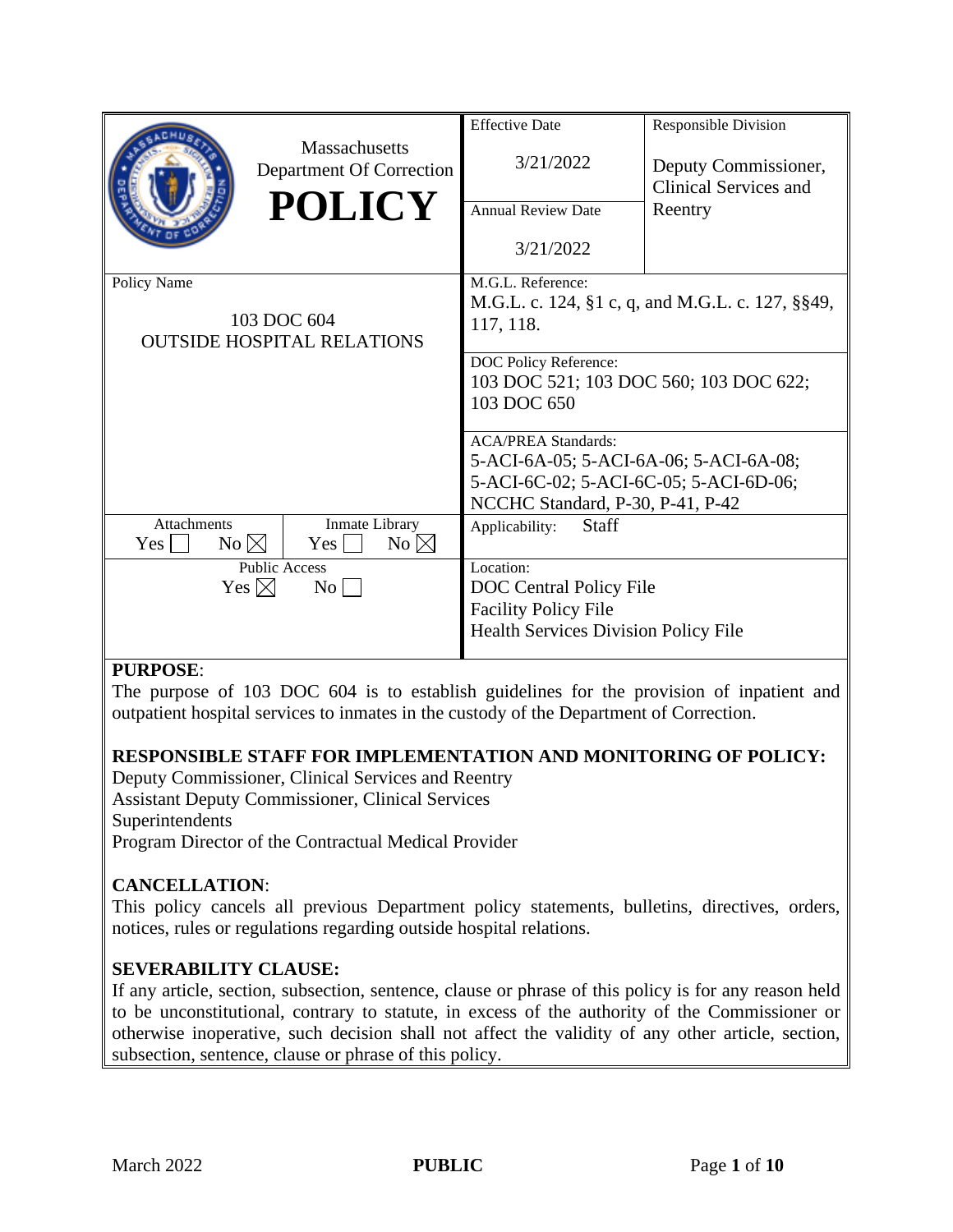| Massachusetts Department Of Correction **POLICY** | Effective Date 3/21/2022 | Responsible Division Deputy Commissioner, Clinical Services and Reentry |
|---|---|---|
| | Annual Review Date 3/21/2022 | |
| Policy Name 103 DOC 604 OUTSIDE HOSPITAL RELATIONS | M.G.L. Reference: M.G.L. c. 124, §1 c, q, and M.G.L. c. 127, §§49, 117, 118. | |
| | DOC Policy Reference: 103 DOC 521; 103 DOC 560; 103 DOC 622; 103 DOC 650 | |
| | ACA/PREA Standards: 5-ACI-6A-05; 5-ACI-6A-06; 5-ACI-6A-08; 5-ACI-6C-02; 5-ACI-6C-05; 5-ACI-6D-06; NCCHC Standard, P-30, P-41, P-42 | |
| Attachments: Yes ☐ No ☒ / Inmate Library: Yes ☐ No ☒ | Applicability: Staff | |
| Public Access: Yes ☒ No ☐ | Location: DOC Central Policy File, Facility Policy File, Health Services Division Policy File | |

**PURPOSE**:

The purpose of 103 DOC 604 is to establish guidelines for the provision of inpatient and outpatient hospital services to inmates in the custody of the Department of Correction.

**RESPONSIBLE STAFF FOR IMPLEMENTATION AND MONITORING OF POLICY:**

Deputy Commissioner, Clinical Services and Reentry
Assistant Deputy Commissioner, Clinical Services
Superintendents
Program Director of the Contractual Medical Provider

**CANCELLATION**:

This policy cancels all previous Department policy statements, bulletins, directives, orders, notices, rules or regulations regarding outside hospital relations.

**SEVERABILITY CLAUSE:**

If any article, section, subsection, sentence, clause or phrase of this policy is for any reason held to be unconstitutional, contrary to statute, in excess of the authority of the Commissioner or otherwise inoperative, such decision shall not affect the validity of any other article, section, subsection, sentence, clause or phrase of this policy.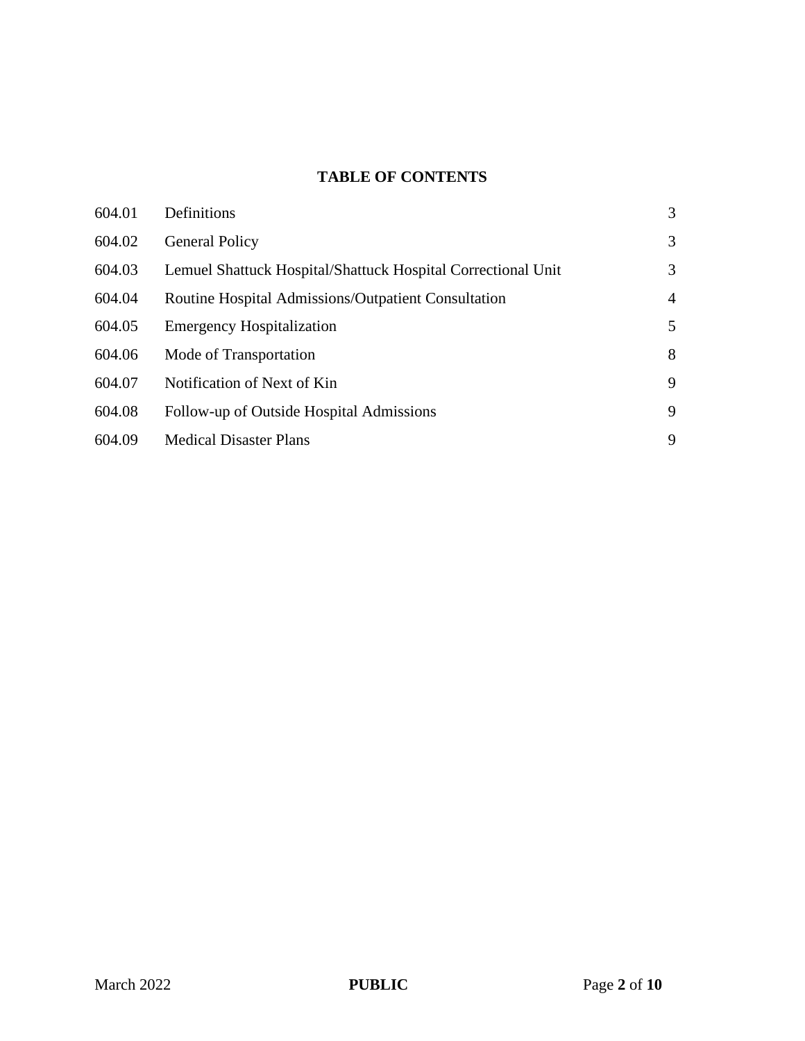## TABLE OF CONTENTS

| | | |
|---|---|---|
| 604.01 | Definitions | 3 |
| 604.02 | General Policy | 3 |
| 604.03 | Lemuel Shattuck Hospital/Shattuck Hospital Correctional Unit | 3 |
| 604.04 | Routine Hospital Admissions/Outpatient Consultation | 4 |
| 604.05 | Emergency Hospitalization | 5 |
| 604.06 | Mode of Transportation | 8 |
| 604.07 | Notification of Next of Kin | 9 |
| 604.08 | Follow-up of Outside Hospital Admissions | 9 |
| 604.09 | Medical Disaster Plans | 9 |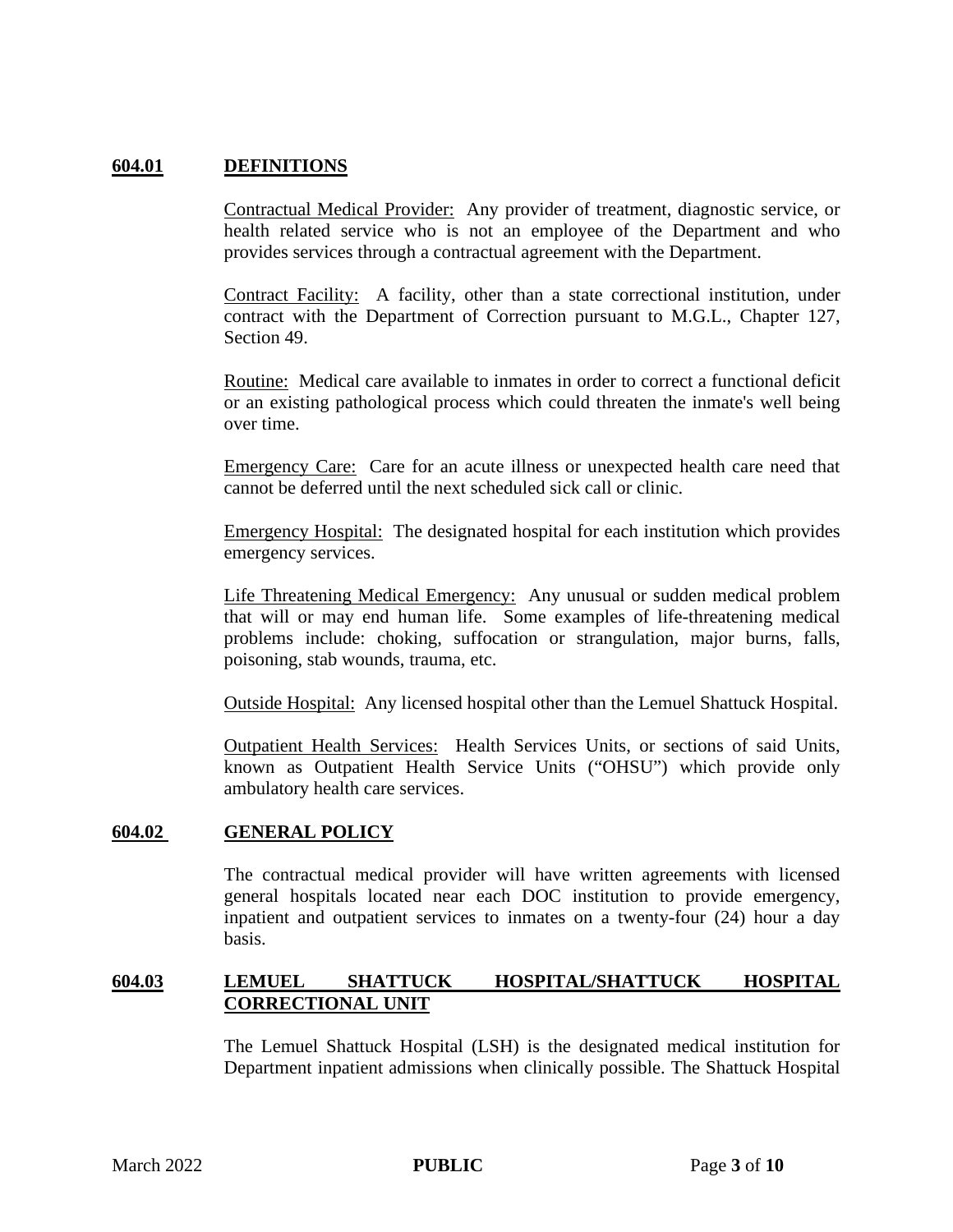## 604.01 DEFINITIONS

Contractual Medical Provider: Any provider of treatment, diagnostic service, or health related service who is not an employee of the Department and who provides services through a contractual agreement with the Department.

Contract Facility: A facility, other than a state correctional institution, under contract with the Department of Correction pursuant to M.G.L., Chapter 127, Section 49.

Routine: Medical care available to inmates in order to correct a functional deficit or an existing pathological process which could threaten the inmate's well being over time.

Emergency Care: Care for an acute illness or unexpected health care need that cannot be deferred until the next scheduled sick call or clinic.

Emergency Hospital: The designated hospital for each institution which provides emergency services.

Life Threatening Medical Emergency: Any unusual or sudden medical problem that will or may end human life. Some examples of life-threatening medical problems include: choking, suffocation or strangulation, major burns, falls, poisoning, stab wounds, trauma, etc.

Outside Hospital: Any licensed hospital other than the Lemuel Shattuck Hospital.

Outpatient Health Services: Health Services Units, or sections of said Units, known as Outpatient Health Service Units ("OHSU") which provide only ambulatory health care services.

## 604.02 GENERAL POLICY

The contractual medical provider will have written agreements with licensed general hospitals located near each DOC institution to provide emergency, inpatient and outpatient services to inmates on a twenty-four (24) hour a day basis.

## 604.03 LEMUEL SHATTUCK HOSPITAL/SHATTUCK HOSPITAL CORRECTIONAL UNIT

The Lemuel Shattuck Hospital (LSH) is the designated medical institution for Department inpatient admissions when clinically possible. The Shattuck Hospital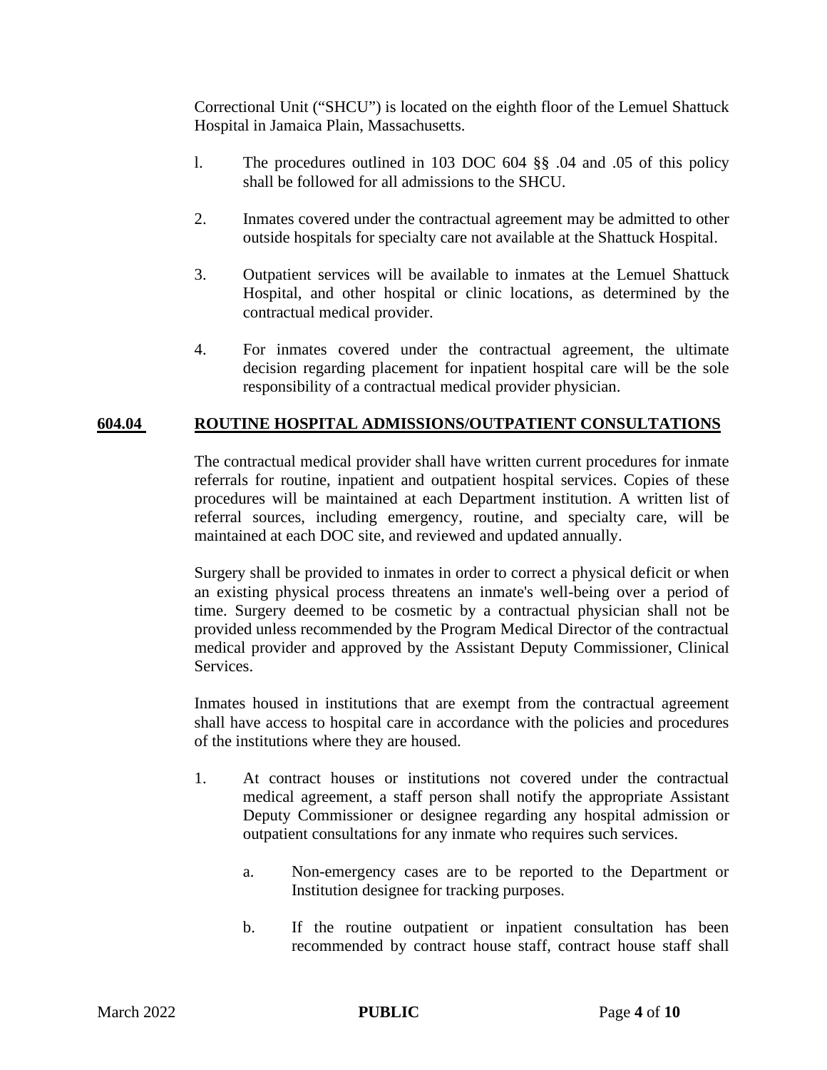Correctional Unit ("SHCU") is located on the eighth floor of the Lemuel Shattuck Hospital in Jamaica Plain, Massachusetts.

1. The procedures outlined in 103 DOC 604 §§ .04 and .05 of this policy shall be followed for all admissions to the SHCU.

2. Inmates covered under the contractual agreement may be admitted to other outside hospitals for specialty care not available at the Shattuck Hospital.

3. Outpatient services will be available to inmates at the Lemuel Shattuck Hospital, and other hospital or clinic locations, as determined by the contractual medical provider.

4. For inmates covered under the contractual agreement, the ultimate decision regarding placement for inpatient hospital care will be the sole responsibility of a contractual medical provider physician.

## 604.04 ROUTINE HOSPITAL ADMISSIONS/OUTPATIENT CONSULTATIONS

The contractual medical provider shall have written current procedures for inmate referrals for routine, inpatient and outpatient hospital services. Copies of these procedures will be maintained at each Department institution. A written list of referral sources, including emergency, routine, and specialty care, will be maintained at each DOC site, and reviewed and updated annually.

Surgery shall be provided to inmates in order to correct a physical deficit or when an existing physical process threatens an inmate's well-being over a period of time. Surgery deemed to be cosmetic by a contractual physician shall not be provided unless recommended by the Program Medical Director of the contractual medical provider and approved by the Assistant Deputy Commissioner, Clinical Services.

Inmates housed in institutions that are exempt from the contractual agreement shall have access to hospital care in accordance with the policies and procedures of the institutions where they are housed.

1. At contract houses or institutions not covered under the contractual medical agreement, a staff person shall notify the appropriate Assistant Deputy Commissioner or designee regarding any hospital admission or outpatient consultations for any inmate who requires such services.

   a. Non-emergency cases are to be reported to the Department or Institution designee for tracking purposes.

   b. If the routine outpatient or inpatient consultation has been recommended by contract house staff, contract house staff shall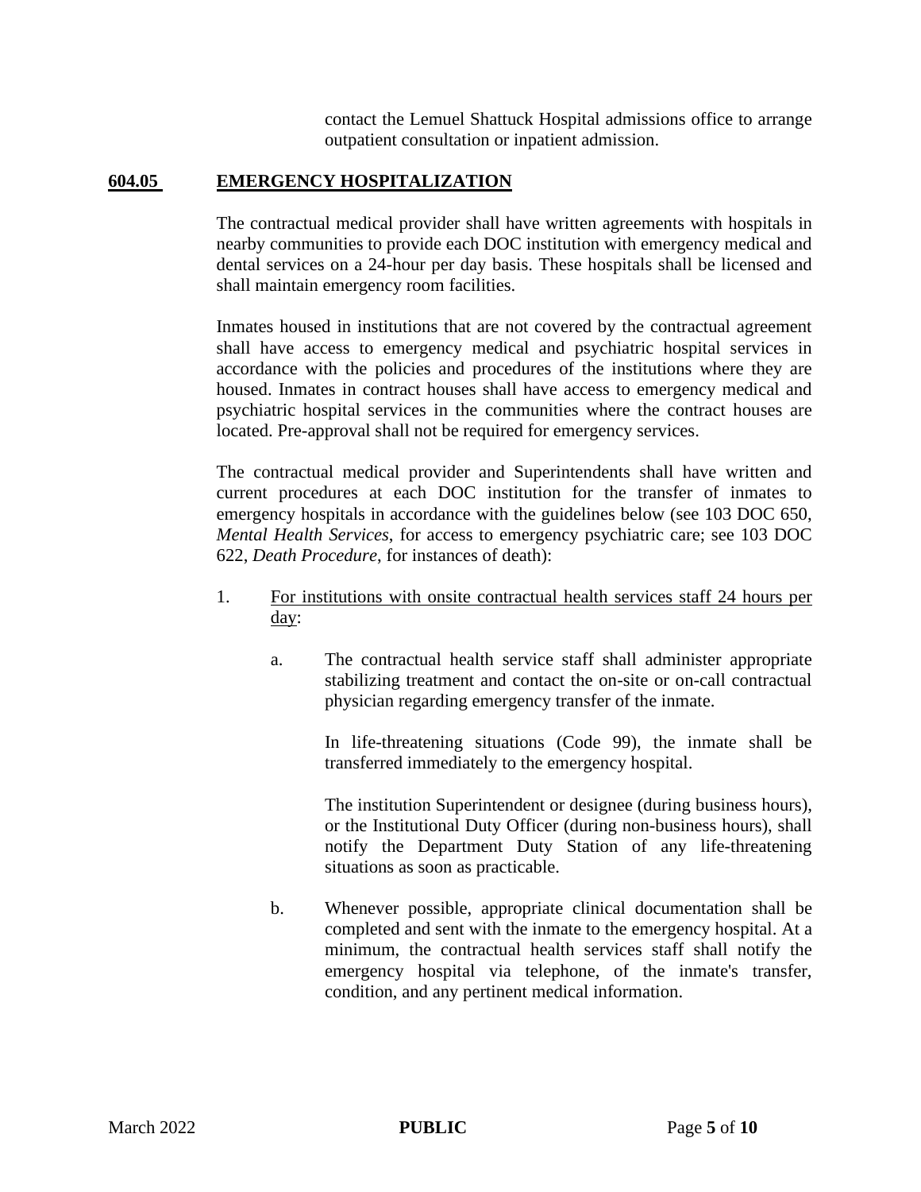contact the Lemuel Shattuck Hospital admissions office to arrange outpatient consultation or inpatient admission.

## 604.05 EMERGENCY HOSPITALIZATION

The contractual medical provider shall have written agreements with hospitals in nearby communities to provide each DOC institution with emergency medical and dental services on a 24-hour per day basis. These hospitals shall be licensed and shall maintain emergency room facilities.

Inmates housed in institutions that are not covered by the contractual agreement shall have access to emergency medical and psychiatric hospital services in accordance with the policies and procedures of the institutions where they are housed. Inmates in contract houses shall have access to emergency medical and psychiatric hospital services in the communities where the contract houses are located. Pre-approval shall not be required for emergency services.

The contractual medical provider and Superintendents shall have written and current procedures at each DOC institution for the transfer of inmates to emergency hospitals in accordance with the guidelines below (see 103 DOC 650, *Mental Health Services*, for access to emergency psychiatric care; see 103 DOC 622, *Death Procedure*, for instances of death):

1. For institutions with onsite contractual health services staff 24 hours per day:

   a. The contractual health service staff shall administer appropriate stabilizing treatment and contact the on-site or on-call contractual physician regarding emergency transfer of the inmate.

      In life-threatening situations (Code 99), the inmate shall be transferred immediately to the emergency hospital.

      The institution Superintendent or designee (during business hours), or the Institutional Duty Officer (during non-business hours), shall notify the Department Duty Station of any life-threatening situations as soon as practicable.

   b. Whenever possible, appropriate clinical documentation shall be completed and sent with the inmate to the emergency hospital. At a minimum, the contractual health services staff shall notify the emergency hospital via telephone, of the inmate's transfer, condition, and any pertinent medical information.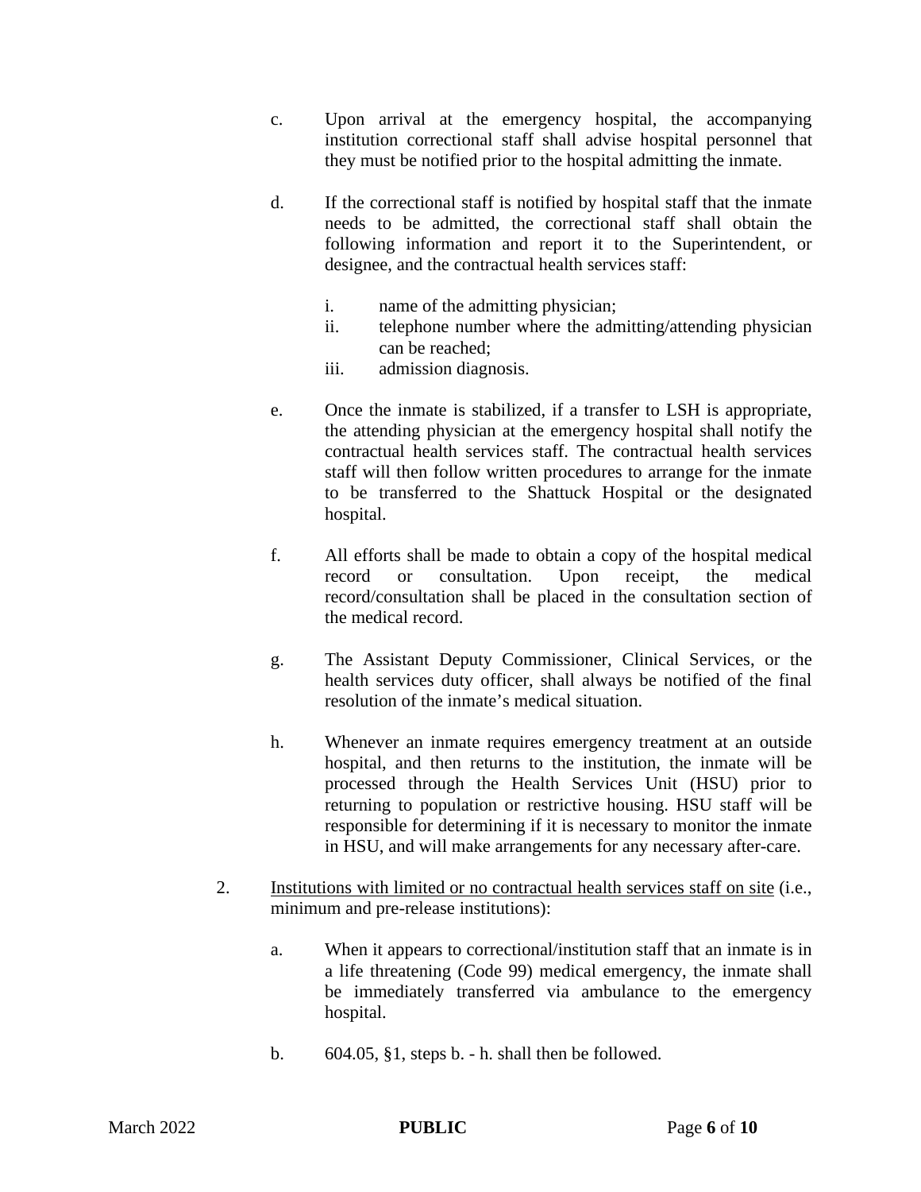c. Upon arrival at the emergency hospital, the accompanying institution correctional staff shall advise hospital personnel that they must be notified prior to the hospital admitting the inmate.

d. If the correctional staff is notified by hospital staff that the inmate needs to be admitted, the correctional staff shall obtain the following information and report it to the Superintendent, or designee, and the contractual health services staff:

   i. name of the admitting physician;
   ii. telephone number where the admitting/attending physician can be reached;
   iii. admission diagnosis.

e. Once the inmate is stabilized, if a transfer to LSH is appropriate, the attending physician at the emergency hospital shall notify the contractual health services staff. The contractual health services staff will then follow written procedures to arrange for the inmate to be transferred to the Shattuck Hospital or the designated hospital.

f. All efforts shall be made to obtain a copy of the hospital medical record or consultation. Upon receipt, the medical record/consultation shall be placed in the consultation section of the medical record.

g. The Assistant Deputy Commissioner, Clinical Services, or the health services duty officer, shall always be notified of the final resolution of the inmate's medical situation.

h. Whenever an inmate requires emergency treatment at an outside hospital, and then returns to the institution, the inmate will be processed through the Health Services Unit (HSU) prior to returning to population or restrictive housing. HSU staff will be responsible for determining if it is necessary to monitor the inmate in HSU, and will make arrangements for any necessary after-care.

2. Institutions with limited or no contractual health services staff on site (i.e., minimum and pre-release institutions):

   a. When it appears to correctional/institution staff that an inmate is in a life threatening (Code 99) medical emergency, the inmate shall be immediately transferred via ambulance to the emergency hospital.

   b. 604.05, §1, steps b. - h. shall then be followed.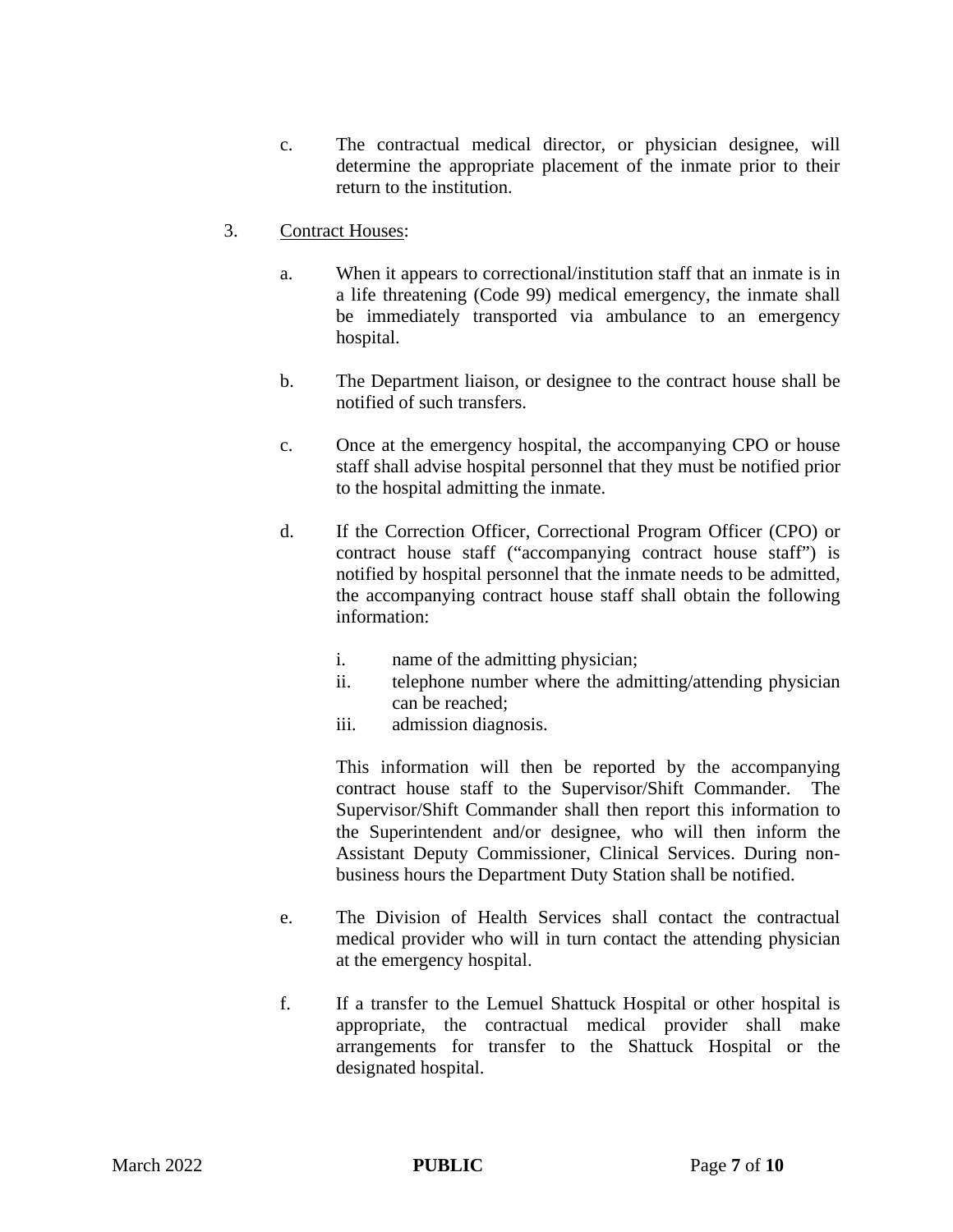c. The contractual medical director, or physician designee, will determine the appropriate placement of the inmate prior to their return to the institution.

3. Contract Houses:

   a. When it appears to correctional/institution staff that an inmate is in a life threatening (Code 99) medical emergency, the inmate shall be immediately transported via ambulance to an emergency hospital.

   b. The Department liaison, or designee to the contract house shall be notified of such transfers.

   c. Once at the emergency hospital, the accompanying CPO or house staff shall advise hospital personnel that they must be notified prior to the hospital admitting the inmate.

   d. If the Correction Officer, Correctional Program Officer (CPO) or contract house staff ("accompanying contract house staff") is notified by hospital personnel that the inmate needs to be admitted, the accompanying contract house staff shall obtain the following information:

      i. name of the admitting physician;
      ii. telephone number where the admitting/attending physician can be reached;
      iii. admission diagnosis.

      This information will then be reported by the accompanying contract house staff to the Supervisor/Shift Commander. The Supervisor/Shift Commander shall then report this information to the Superintendent and/or designee, who will then inform the Assistant Deputy Commissioner, Clinical Services. During non-business hours the Department Duty Station shall be notified.

   e. The Division of Health Services shall contact the contractual medical provider who will in turn contact the attending physician at the emergency hospital.

   f. If a transfer to the Lemuel Shattuck Hospital or other hospital is appropriate, the contractual medical provider shall make arrangements for transfer to the Shattuck Hospital or the designated hospital.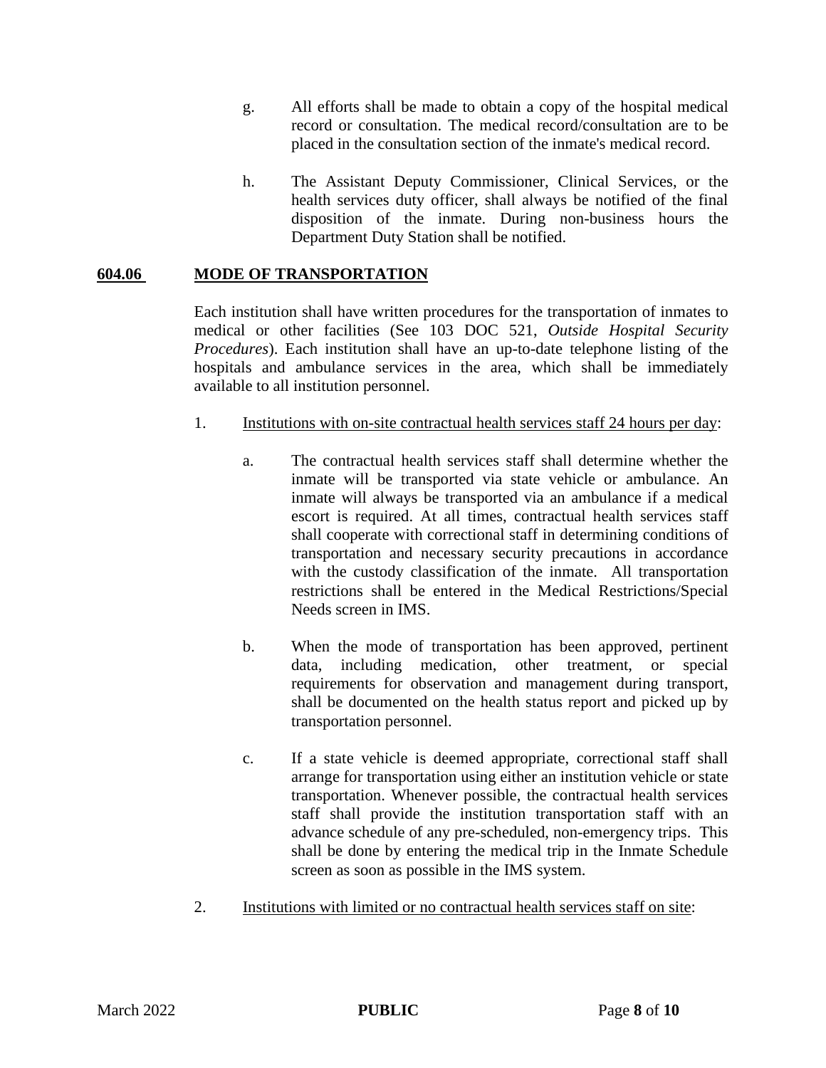g. All efforts shall be made to obtain a copy of the hospital medical record or consultation. The medical record/consultation are to be placed in the consultation section of the inmate's medical record.

h. The Assistant Deputy Commissioner, Clinical Services, or the health services duty officer, shall always be notified of the final disposition of the inmate. During non-business hours the Department Duty Station shall be notified.

## 604.06 MODE OF TRANSPORTATION

Each institution shall have written procedures for the transportation of inmates to medical or other facilities (See 103 DOC 521, *Outside Hospital Security Procedures*). Each institution shall have an up-to-date telephone listing of the hospitals and ambulance services in the area, which shall be immediately available to all institution personnel.

1. Institutions with on-site contractual health services staff 24 hours per day:

   a. The contractual health services staff shall determine whether the inmate will be transported via state vehicle or ambulance. An inmate will always be transported via an ambulance if a medical escort is required. At all times, contractual health services staff shall cooperate with correctional staff in determining conditions of transportation and necessary security precautions in accordance with the custody classification of the inmate. All transportation restrictions shall be entered in the Medical Restrictions/Special Needs screen in IMS.

   b. When the mode of transportation has been approved, pertinent data, including medication, other treatment, or special requirements for observation and management during transport, shall be documented on the health status report and picked up by transportation personnel.

   c. If a state vehicle is deemed appropriate, correctional staff shall arrange for transportation using either an institution vehicle or state transportation. Whenever possible, the contractual health services staff shall provide the institution transportation staff with an advance schedule of any pre-scheduled, non-emergency trips. This shall be done by entering the medical trip in the Inmate Schedule screen as soon as possible in the IMS system.

2. Institutions with limited or no contractual health services staff on site: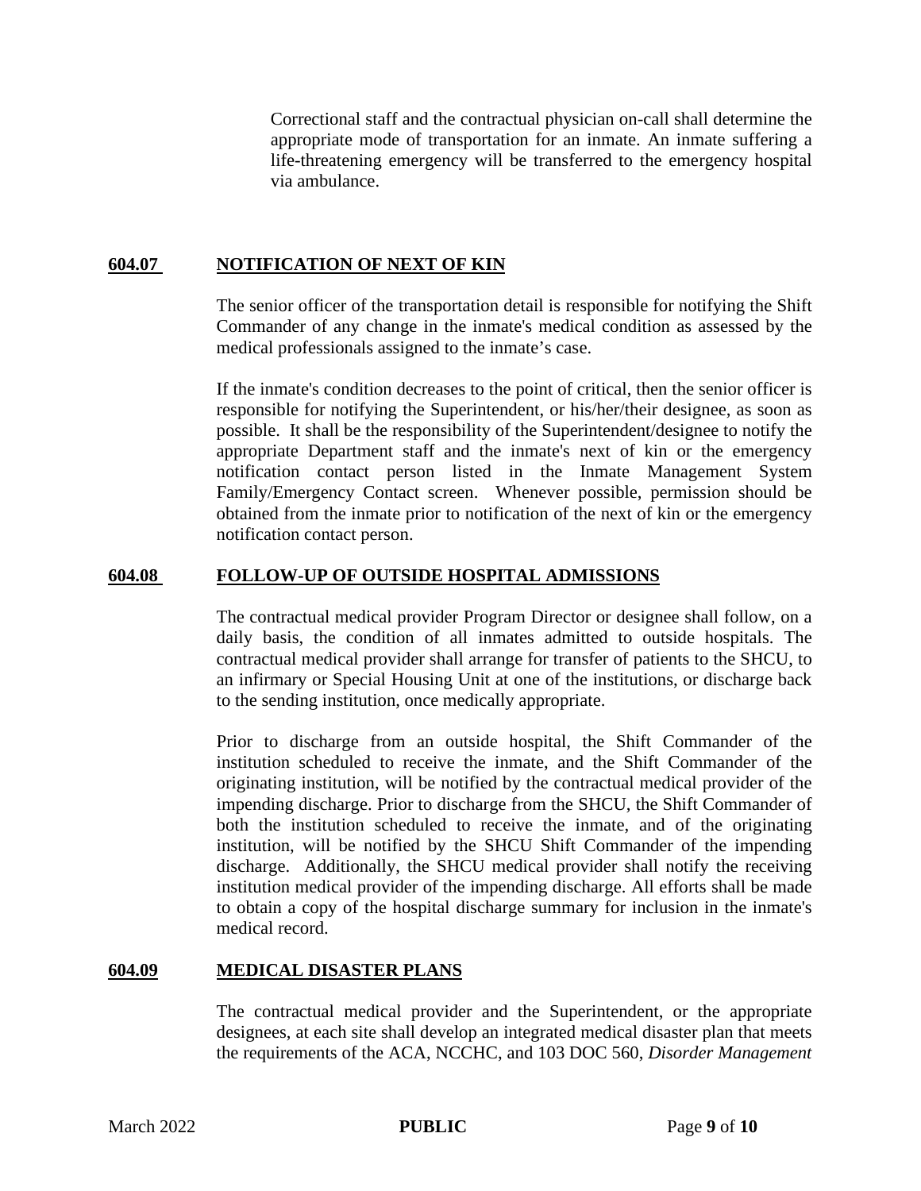Correctional staff and the contractual physician on-call shall determine the appropriate mode of transportation for an inmate. An inmate suffering a life-threatening emergency will be transferred to the emergency hospital via ambulance.

## 604.07 NOTIFICATION OF NEXT OF KIN

The senior officer of the transportation detail is responsible for notifying the Shift Commander of any change in the inmate's medical condition as assessed by the medical professionals assigned to the inmate's case.

If the inmate's condition decreases to the point of critical, then the senior officer is responsible for notifying the Superintendent, or his/her/their designee, as soon as possible. It shall be the responsibility of the Superintendent/designee to notify the appropriate Department staff and the inmate's next of kin or the emergency notification contact person listed in the Inmate Management System Family/Emergency Contact screen. Whenever possible, permission should be obtained from the inmate prior to notification of the next of kin or the emergency notification contact person.

## 604.08 FOLLOW-UP OF OUTSIDE HOSPITAL ADMISSIONS

The contractual medical provider Program Director or designee shall follow, on a daily basis, the condition of all inmates admitted to outside hospitals. The contractual medical provider shall arrange for transfer of patients to the SHCU, to an infirmary or Special Housing Unit at one of the institutions, or discharge back to the sending institution, once medically appropriate.

Prior to discharge from an outside hospital, the Shift Commander of the institution scheduled to receive the inmate, and the Shift Commander of the originating institution, will be notified by the contractual medical provider of the impending discharge. Prior to discharge from the SHCU, the Shift Commander of both the institution scheduled to receive the inmate, and of the originating institution, will be notified by the SHCU Shift Commander of the impending discharge. Additionally, the SHCU medical provider shall notify the receiving institution medical provider of the impending discharge. All efforts shall be made to obtain a copy of the hospital discharge summary for inclusion in the inmate's medical record.

## 604.09 MEDICAL DISASTER PLANS

The contractual medical provider and the Superintendent, or the appropriate designees, at each site shall develop an integrated medical disaster plan that meets the requirements of the ACA, NCCHC, and 103 DOC 560, *Disorder Management*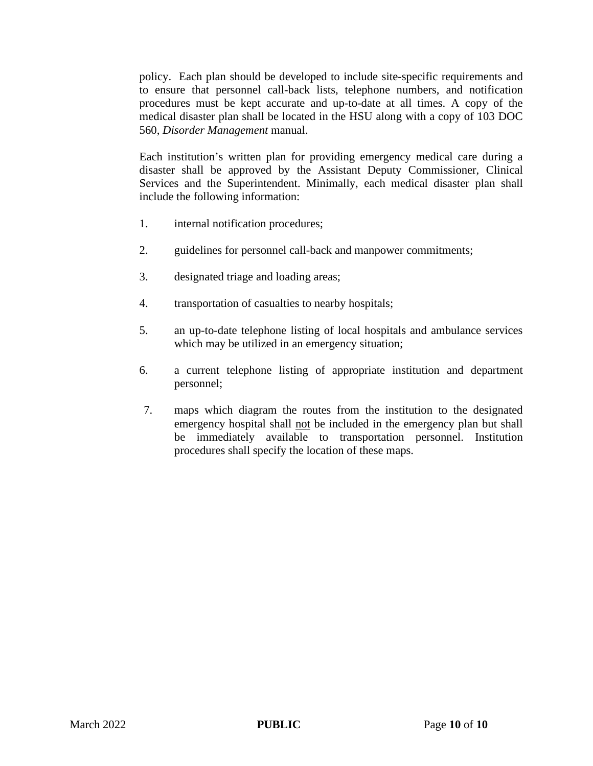policy. Each plan should be developed to include site-specific requirements and to ensure that personnel call-back lists, telephone numbers, and notification procedures must be kept accurate and up-to-date at all times. A copy of the medical disaster plan shall be located in the HSU along with a copy of 103 DOC 560, *Disorder Management* manual.

Each institution's written plan for providing emergency medical care during a disaster shall be approved by the Assistant Deputy Commissioner, Clinical Services and the Superintendent. Minimally, each medical disaster plan shall include the following information:

1. internal notification procedures;

2. guidelines for personnel call-back and manpower commitments;

3. designated triage and loading areas;

4. transportation of casualties to nearby hospitals;

5. an up-to-date telephone listing of local hospitals and ambulance services which may be utilized in an emergency situation;

6. a current telephone listing of appropriate institution and department personnel;

7. maps which diagram the routes from the institution to the designated emergency hospital shall <u>not</u> be included in the emergency plan but shall be immediately available to transportation personnel. Institution procedures shall specify the location of these maps.